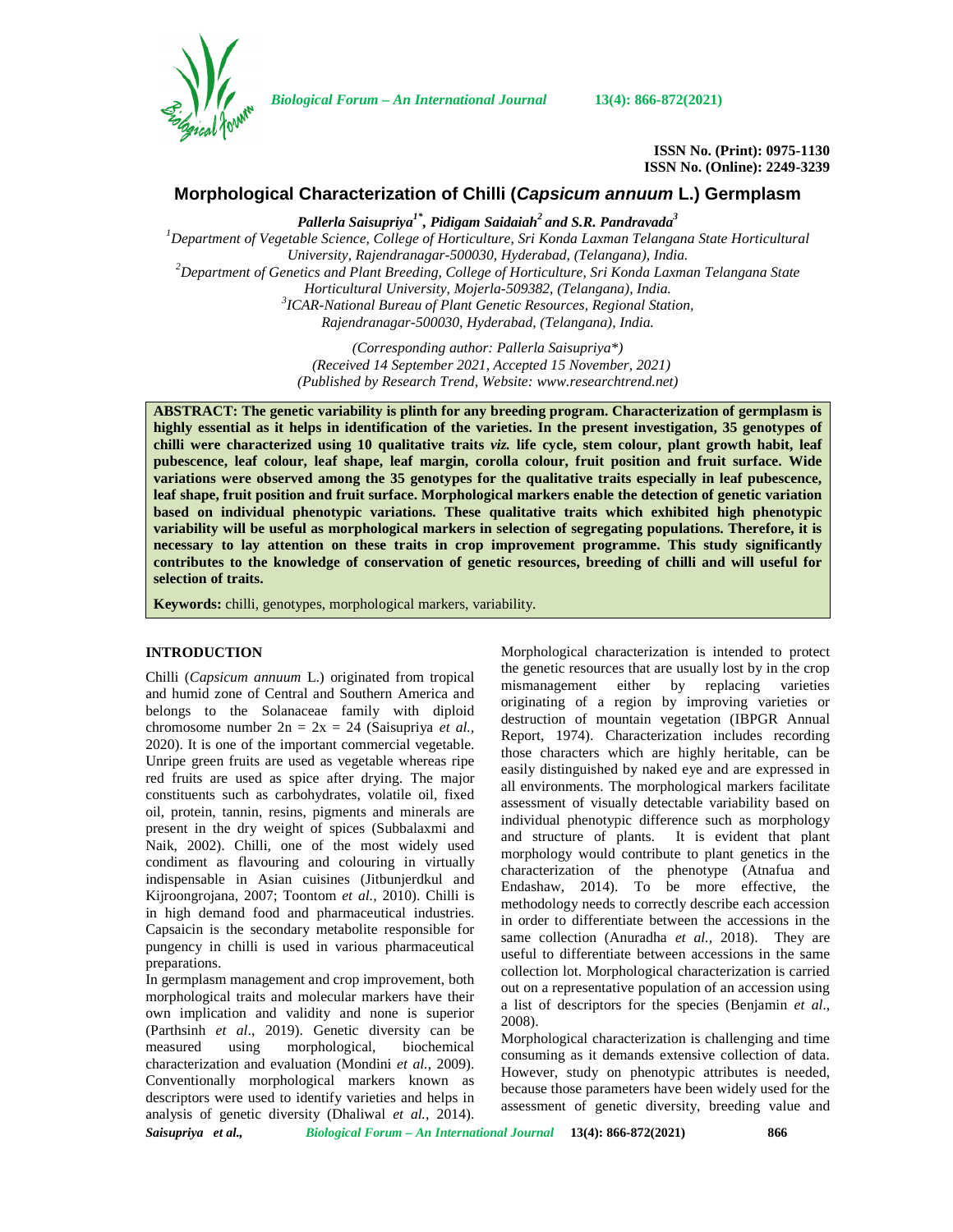# Morphological Characterization of Chilli (*Capsicum annuum* L.) Germplasm

***Pallerla Saisupriya*[1*], *Pidigam Saidaiah*[2] and S.R. Pandravada[3]**

[1]*Department of Vegetable Science, College of Horticulture, Sri Konda Laxman Telangana State Horticultural University, Rajendranagar-500030, Hyderabad, (Telangana), India.*
[2]*Department of Genetics and Plant Breeding, College of Horticulture, Sri Konda Laxman Telangana State Horticultural University, Mojerla-509382, (Telangana), India.*
[3]*ICAR-National Bureau of Plant Genetic Resources, Regional Station, Rajendranagar-500030, Hyderabad, (Telangana), India.*

*(Corresponding author: Pallerla Saisupriya\*)*
*(Received 14 September 2021, Accepted 15 November, 2021)*
*(Published by Research Trend, Website: www.researchtrend.net)*

**ABSTRACT: The genetic variability is plinth for any breeding program. Characterization of germplasm is highly essential as it helps in identification of the varieties. In the present investigation, 35 genotypes of chilli were characterized using 10 qualitative traits *viz.* life cycle, stem colour, plant growth habit, leaf pubescence, leaf colour, leaf shape, leaf margin, corolla colour, fruit position and fruit surface. Wide variations were observed among the 35 genotypes for the qualitative traits especially in leaf pubescence, leaf shape, fruit position and fruit surface. Morphological markers enable the detection of genetic variation based on individual phenotypic variations. These qualitative traits which exhibited high phenotypic variability will be useful as morphological markers in selection of segregating populations. Therefore, it is necessary to lay attention on these traits in crop improvement programme. This study significantly contributes to the knowledge of conservation of genetic resources, breeding of chilli and will useful for selection of traits.**

**Keywords:** chilli, genotypes, morphological markers, variability.

## INTRODUCTION

Chilli (*Capsicum annuum* L.) originated from tropical and humid zone of Central and Southern America and belongs to the Solanaceae family with diploid chromosome number $2n = 2x = 24$ (Saisupriya *et al.,* 2020). It is one of the important commercial vegetable. Unripe green fruits are used as vegetable whereas ripe red fruits are used as spice after drying. The major constituents such as carbohydrates, volatile oil, fixed oil, protein, tannin, resins, pigments and minerals are present in the dry weight of spices (Subbalaxmi and Naik, 2002). Chilli, one of the most widely used condiment as flavouring and colouring in virtually indispensable in Asian cuisines (Jitbunjerdkul and Kijroongrojana, 2007; Toontom *et al.,* 2010). Chilli is in high demand food and pharmaceutical industries. Capsaicin is the secondary metabolite responsible for pungency in chilli is used in various pharmaceutical preparations.

In germplasm management and crop improvement, both morphological traits and molecular markers have their own implication and validity and none is superior (Parthsinh *et al*., 2019). Genetic diversity can be measured using morphological, biochemical characterization and evaluation (Mondini *et al.*, 2009). Conventionally morphological markers known as descriptors were used to identify varieties and helps in analysis of genetic diversity (Dhaliwal *et al.,* 2014). Morphological characterization is intended to protect the genetic resources that are usually lost by in the crop mismanagement either by replacing varieties originating of a region by improving varieties or destruction of mountain vegetation (IBPGR Annual Report, 1974). Characterization includes recording those characters which are highly heritable, can be easily distinguished by naked eye and are expressed in all environments. The morphological markers facilitate assessment of visually detectable variability based on individual phenotypic difference such as morphology and structure of plants. It is evident that plant morphology would contribute to plant genetics in the characterization of the phenotype (Atnafua and Endashaw, 2014). To be more effective, the methodology needs to correctly describe each accession in order to differentiate between the accessions in the same collection (Anuradha *et al.,* 2018). They are useful to differentiate between accessions in the same collection lot. Morphological characterization is carried out on a representative population of an accession using a list of descriptors for the species (Benjamin *et al*., 2008).

Morphological characterization is challenging and time consuming as it demands extensive collection of data. However, study on phenotypic attributes is needed, because those parameters have been widely used for the assessment of genetic diversity, breeding value and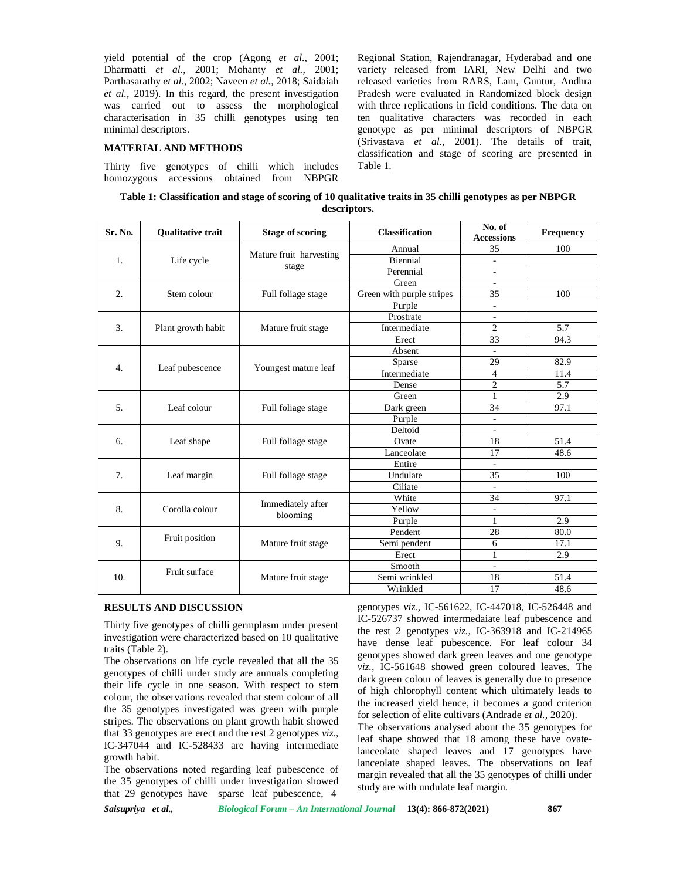yield potential of the crop (Agong *et al.,* 2001; Dharmatti *et al*., 2001; Mohanty *et al.,* 2001; Parthasarathy *et al.,* 2002; Naveen *et al.,* 2018; Saidaiah *et al.,* 2019). In this regard, the present investigation was carried out to assess the morphological characterisation in 35 chilli genotypes using ten minimal descriptors.

## MATERIAL AND METHODS

Thirty five genotypes of chilli which includes homozygous accessions obtained from NBPGR Regional Station, Rajendranagar, Hyderabad and one variety released from IARI, New Delhi and two released varieties from RARS, Lam, Guntur, Andhra Pradesh were evaluated in Randomized block design with three replications in field conditions. The data on ten qualitative characters was recorded in each genotype as per minimal descriptors of NBPGR (Srivastava *et al.,* 2001). The details of trait, classification and stage of scoring are presented in Table 1.

**Table 1: Classification and stage of scoring of 10 qualitative traits in 35 chilli genotypes as per NBPGR descriptors.**

| Sr. No. | Qualitative trait | Stage of scoring | Classification | No. of Accessions | Frequency |
|---|---|---|---|---|---|
| 1. | Life cycle | Mature fruit harvesting stage | Annual | 35 | 100 |
| | | | Biennial | - | |
| | | | Perennial | - | |
| 2. | Stem colour | Full foliage stage | Green | - | |
| | | | Green with purple stripes | 35 | 100 |
| | | | Purple | - | |
| 3. | Plant growth habit | Mature fruit stage | Prostrate | - | |
| | | | Intermediate | 2 | 5.7 |
| | | | Erect | 33 | 94.3 |
| 4. | Leaf pubescence | Youngest mature leaf | Absent | - | |
| | | | Sparse | 29 | 82.9 |
| | | | Intermediate | 4 | 11.4 |
| | | | Dense | 2 | 5.7 |
| 5. | Leaf colour | Full foliage stage | Green | 1 | 2.9 |
| | | | Dark green | 34 | 97.1 |
| | | | Purple | - | |
| 6. | Leaf shape | Full foliage stage | Deltoid | - | |
| | | | Ovate | 18 | 51.4 |
| | | | Lanceolate | 17 | 48.6 |
| 7. | Leaf margin | Full foliage stage | Entire | - | |
| | | | Undulate | 35 | 100 |
| | | | Ciliate | - | |
| 8. | Corolla colour | Immediately after blooming | White | 34 | 97.1 |
| | | | Yellow | - | |
| | | | Purple | 1 | 2.9 |
| 9. | Fruit position | Mature fruit stage | Pendent | 28 | 80.0 |
| | | | Semi pendent | 6 | 17.1 |
| | | | Erect | 1 | 2.9 |
| 10. | Fruit surface | Mature fruit stage | Smooth | - | |
| | | | Semi wrinkled | 18 | 51.4 |
| | | | Wrinkled | 17 | 48.6 |

## RESULTS AND DISCUSSION

Thirty five genotypes of chilli germplasm under present investigation were characterized based on 10 qualitative traits (Table 2).

The observations on life cycle revealed that all the 35 genotypes of chilli under study are annuals completing their life cycle in one season. With respect to stem colour, the observations revealed that stem colour of all the 35 genotypes investigated was green with purple stripes. The observations on plant growth habit showed that 33 genotypes are erect and the rest 2 genotypes *viz.,* IC-347044 and IC-528433 are having intermediate growth habit.

The observations noted regarding leaf pubescence of the 35 genotypes of chilli under investigation showed that 29 genotypes have sparse leaf pubescence, 4 genotypes *viz.,* IC-561622, IC-447018, IC-526448 and IC-526737 showed intermedaiate leaf pubescence and the rest 2 genotypes *viz.,* IC-363918 and IC-214965 have dense leaf pubescence. For leaf colour 34 genotypes showed dark green leaves and one genotype *viz.,* IC-561648 showed green coloured leaves. The dark green colour of leaves is generally due to presence of high chlorophyll content which ultimately leads to the increased yield hence, it becomes a good criterion for selection of elite cultivars (Andrade *et al.,* 2020).

The observations analysed about the 35 genotypes for leaf shape showed that 18 among these have ovate-lanceolate shaped leaves and 17 genotypes have lanceolate shaped leaves. The observations on leaf margin revealed that all the 35 genotypes of chilli under study are with undulate leaf margin.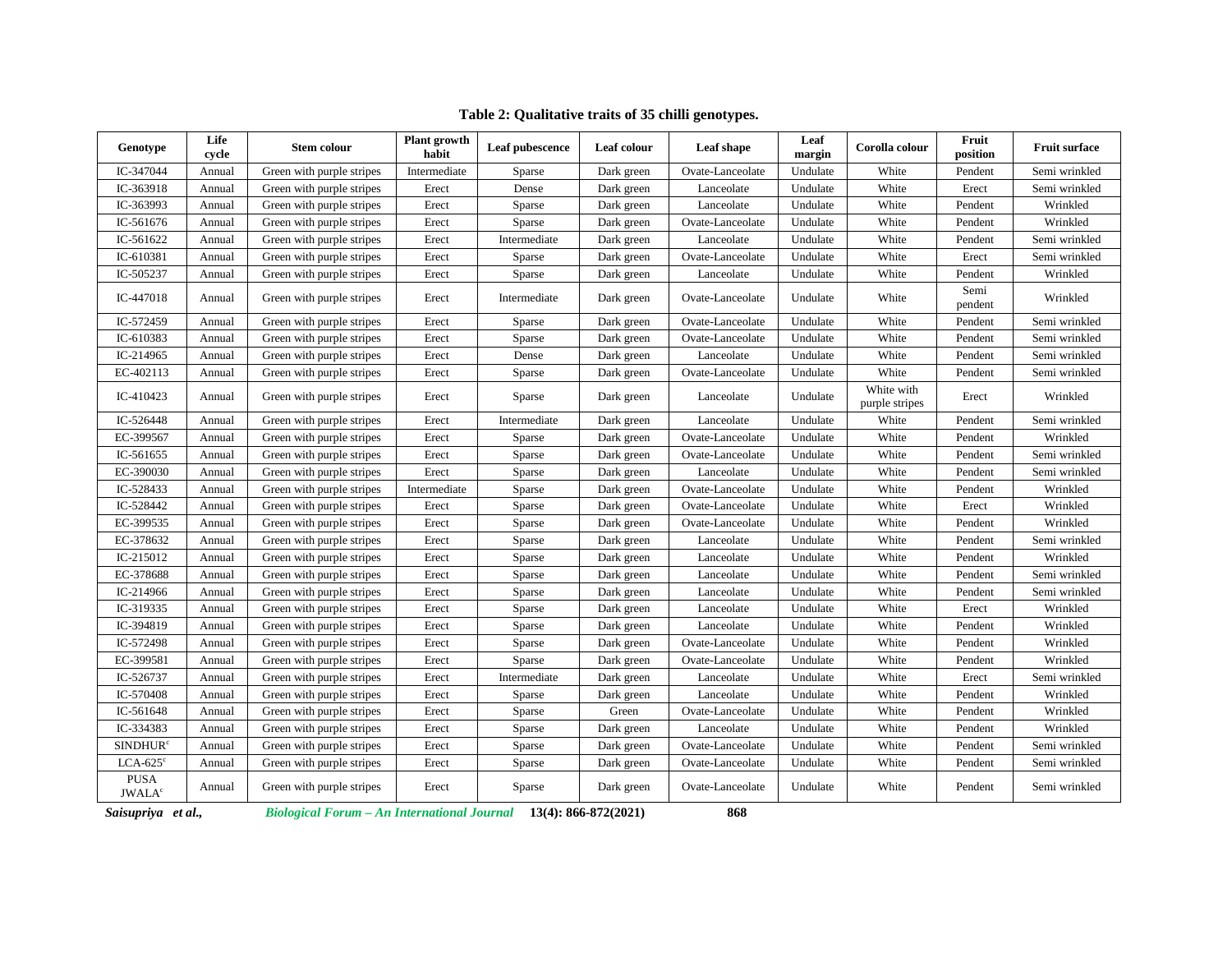**Table 2: Qualitative traits of 35 chilli genotypes.**

| Genotype | Life cycle | Stem colour | Plant growth habit | Leaf pubescence | Leaf colour | Leaf shape | Leaf margin | Corolla colour | Fruit position | Fruit surface |
|---|---|---|---|---|---|---|---|---|---|---|
| IC-347044 | Annual | Green with purple stripes | Intermediate | Sparse | Dark green | Ovate-Lanceolate | Undulate | White | Pendent | Semi wrinkled |
| IC-363918 | Annual | Green with purple stripes | Erect | Dense | Dark green | Lanceolate | Undulate | White | Erect | Semi wrinkled |
| IC-363993 | Annual | Green with purple stripes | Erect | Sparse | Dark green | Lanceolate | Undulate | White | Pendent | Wrinkled |
| IC-561676 | Annual | Green with purple stripes | Erect | Sparse | Dark green | Ovate-Lanceolate | Undulate | White | Pendent | Wrinkled |
| IC-561622 | Annual | Green with purple stripes | Erect | Intermediate | Dark green | Lanceolate | Undulate | White | Pendent | Semi wrinkled |
| IC-610381 | Annual | Green with purple stripes | Erect | Sparse | Dark green | Ovate-Lanceolate | Undulate | White | Erect | Semi wrinkled |
| IC-505237 | Annual | Green with purple stripes | Erect | Sparse | Dark green | Lanceolate | Undulate | White | Pendent | Wrinkled |
| IC-447018 | Annual | Green with purple stripes | Erect | Intermediate | Dark green | Ovate-Lanceolate | Undulate | White | Semi pendent | Wrinkled |
| IC-572459 | Annual | Green with purple stripes | Erect | Sparse | Dark green | Ovate-Lanceolate | Undulate | White | Pendent | Semi wrinkled |
| IC-610383 | Annual | Green with purple stripes | Erect | Sparse | Dark green | Ovate-Lanceolate | Undulate | White | Pendent | Semi wrinkled |
| IC-214965 | Annual | Green with purple stripes | Erect | Dense | Dark green | Lanceolate | Undulate | White | Pendent | Semi wrinkled |
| EC-402113 | Annual | Green with purple stripes | Erect | Sparse | Dark green | Ovate-Lanceolate | Undulate | White | Pendent | Semi wrinkled |
| IC-410423 | Annual | Green with purple stripes | Erect | Sparse | Dark green | Lanceolate | Undulate | White with purple stripes | Erect | Wrinkled |
| IC-526448 | Annual | Green with purple stripes | Erect | Intermediate | Dark green | Lanceolate | Undulate | White | Pendent | Semi wrinkled |
| EC-399567 | Annual | Green with purple stripes | Erect | Sparse | Dark green | Ovate-Lanceolate | Undulate | White | Pendent | Wrinkled |
| IC-561655 | Annual | Green with purple stripes | Erect | Sparse | Dark green | Ovate-Lanceolate | Undulate | White | Pendent | Semi wrinkled |
| EC-390030 | Annual | Green with purple stripes | Erect | Sparse | Dark green | Lanceolate | Undulate | White | Pendent | Semi wrinkled |
| IC-528433 | Annual | Green with purple stripes | Intermediate | Sparse | Dark green | Ovate-Lanceolate | Undulate | White | Pendent | Wrinkled |
| IC-528442 | Annual | Green with purple stripes | Erect | Sparse | Dark green | Ovate-Lanceolate | Undulate | White | Erect | Wrinkled |
| EC-399535 | Annual | Green with purple stripes | Erect | Sparse | Dark green | Ovate-Lanceolate | Undulate | White | Pendent | Wrinkled |
| EC-378632 | Annual | Green with purple stripes | Erect | Sparse | Dark green | Lanceolate | Undulate | White | Pendent | Semi wrinkled |
| IC-215012 | Annual | Green with purple stripes | Erect | Sparse | Dark green | Lanceolate | Undulate | White | Pendent | Wrinkled |
| EC-378688 | Annual | Green with purple stripes | Erect | Sparse | Dark green | Lanceolate | Undulate | White | Pendent | Semi wrinkled |
| IC-214966 | Annual | Green with purple stripes | Erect | Sparse | Dark green | Lanceolate | Undulate | White | Pendent | Semi wrinkled |
| IC-319335 | Annual | Green with purple stripes | Erect | Sparse | Dark green | Lanceolate | Undulate | White | Erect | Wrinkled |
| IC-394819 | Annual | Green with purple stripes | Erect | Sparse | Dark green | Lanceolate | Undulate | White | Pendent | Wrinkled |
| IC-572498 | Annual | Green with purple stripes | Erect | Sparse | Dark green | Ovate-Lanceolate | Undulate | White | Pendent | Wrinkled |
| EC-399581 | Annual | Green with purple stripes | Erect | Sparse | Dark green | Ovate-Lanceolate | Undulate | White | Pendent | Wrinkled |
| IC-526737 | Annual | Green with purple stripes | Erect | Intermediate | Dark green | Lanceolate | Undulate | White | Erect | Semi wrinkled |
| IC-570408 | Annual | Green with purple stripes | Erect | Sparse | Dark green | Lanceolate | Undulate | White | Pendent | Wrinkled |
| IC-561648 | Annual | Green with purple stripes | Erect | Sparse | Green | Ovate-Lanceolate | Undulate | White | Pendent | Wrinkled |
| IC-334383 | Annual | Green with purple stripes | Erect | Sparse | Dark green | Lanceolate | Undulate | White | Pendent | Wrinkled |
| SINDHUR[c] | Annual | Green with purple stripes | Erect | Sparse | Dark green | Ovate-Lanceolate | Undulate | White | Pendent | Semi wrinkled |
| LCA-625[c] | Annual | Green with purple stripes | Erect | Sparse | Dark green | Ovate-Lanceolate | Undulate | White | Pendent | Semi wrinkled |
| PUSA JWALA[c] | Annual | Green with purple stripes | Erect | Sparse | Dark green | Ovate-Lanceolate | Undulate | White | Pendent | Semi wrinkled |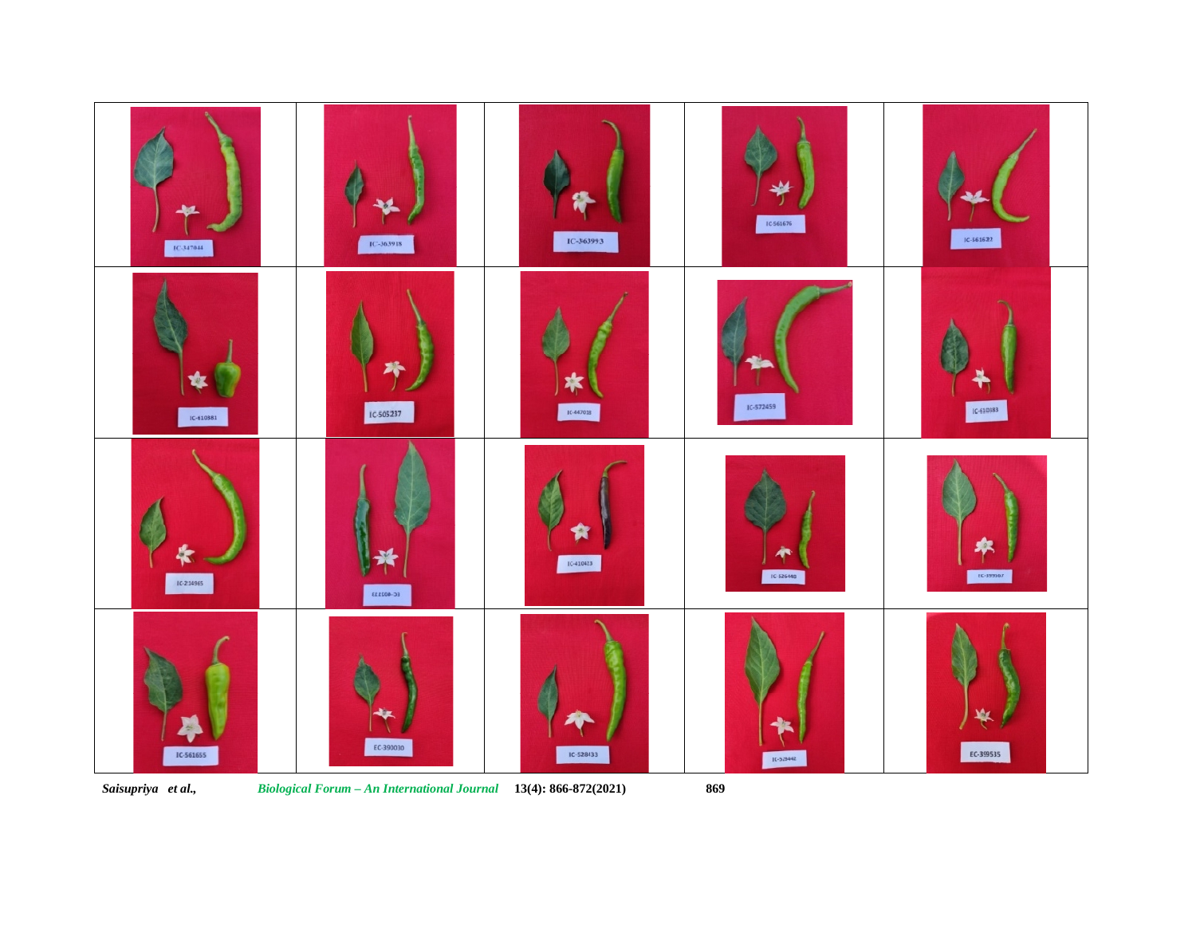| | | | | |
|---|---|---|---|---|
| IC-347044 | IC-363918 | IC-363993 | IC-561676 | IC-561632 |
| IC-410381 | IC-505237 | IC-447018 | IC-572459 | IC-610383 |
| IC-214965 | EC108-33 | IC-410413 | IC-526440 | IC-399507 |
| IC-561655 | EC-390030 | IC-528433 | IC-528442 | EC-399535 |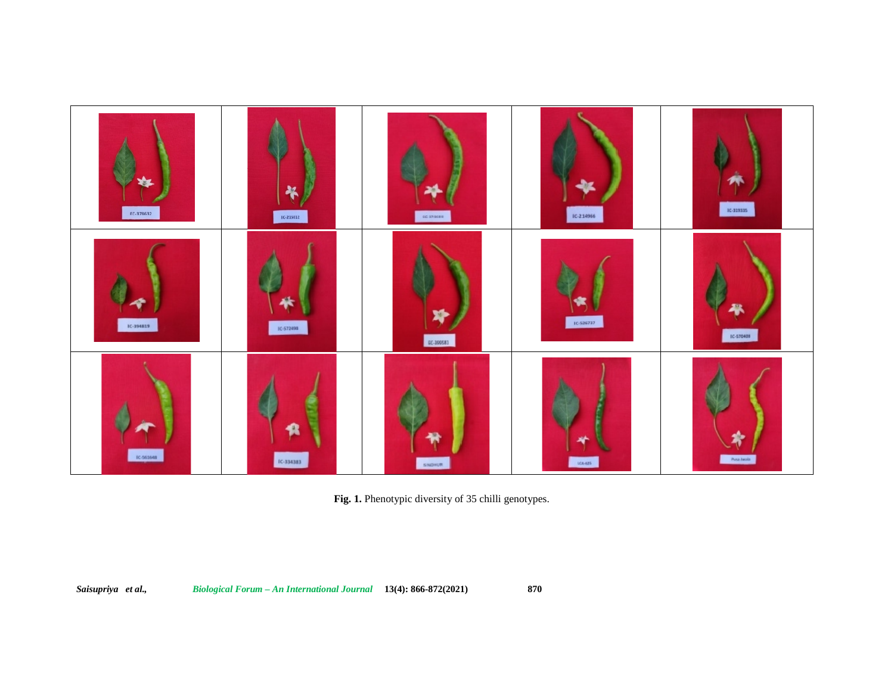**Fig. 1.** Phenotypic diversity of 35 chilli genotypes.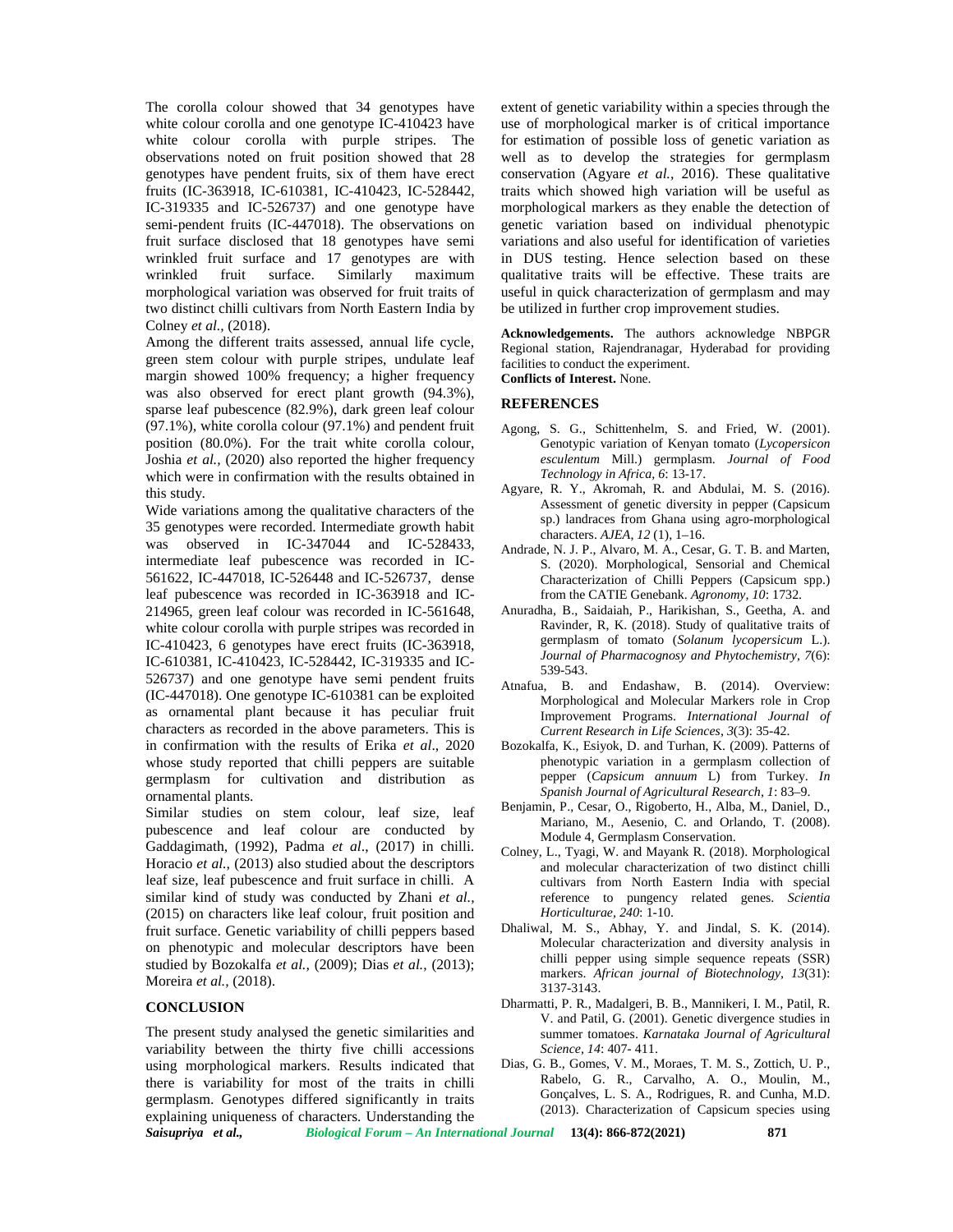The corolla colour showed that 34 genotypes have white colour corolla and one genotype IC-410423 have white colour corolla with purple stripes. The observations noted on fruit position showed that 28 genotypes have pendent fruits, six of them have erect fruits (IC-363918, IC-610381, IC-410423, IC-528442, IC-319335 and IC-526737) and one genotype have semi-pendent fruits (IC-447018). The observations on fruit surface disclosed that 18 genotypes have semi wrinkled fruit surface and 17 genotypes are with wrinkled fruit surface. Similarly maximum morphological variation was observed for fruit traits of two distinct chilli cultivars from North Eastern India by Colney *et al.,* (2018).

Among the different traits assessed, annual life cycle, green stem colour with purple stripes, undulate leaf margin showed 100% frequency; a higher frequency was also observed for erect plant growth (94.3%), sparse leaf pubescence (82.9%), dark green leaf colour (97.1%), white corolla colour (97.1%) and pendent fruit position (80.0%). For the trait white corolla colour, Joshia *et al.,* (2020) also reported the higher frequency which were in confirmation with the results obtained in this study.

Wide variations among the qualitative characters of the 35 genotypes were recorded. Intermediate growth habit was observed in IC-347044 and IC-528433, intermediate leaf pubescence was recorded in IC-561622, IC-447018, IC-526448 and IC-526737, dense leaf pubescence was recorded in IC-363918 and IC-214965, green leaf colour was recorded in IC-561648, white colour corolla with purple stripes was recorded in IC-410423, 6 genotypes have erect fruits (IC-363918, IC-610381, IC-410423, IC-528442, IC-319335 and IC-526737) and one genotype have semi pendent fruits (IC-447018). One genotype IC-610381 can be exploited as ornamental plant because it has peculiar fruit characters as recorded in the above parameters. This is in confirmation with the results of Erika *et al*., 2020 whose study reported that chilli peppers are suitable germplasm for cultivation and distribution as ornamental plants.

Similar studies on stem colour, leaf size, leaf pubescence and leaf colour are conducted by Gaddagimath, (1992), Padma *et al*., (2017) in chilli. Horacio *et al.,* (2013) also studied about the descriptors leaf size, leaf pubescence and fruit surface in chilli. A similar kind of study was conducted by Zhani *et al.,* (2015) on characters like leaf colour, fruit position and fruit surface. Genetic variability of chilli peppers based on phenotypic and molecular descriptors have been studied by Bozokalfa *et al.,* (2009); Dias *et al.,* (2013); Moreira *et al.,* (2018).

## CONCLUSION

The present study analysed the genetic similarities and variability between the thirty five chilli accessions using morphological markers. Results indicated that there is variability for most of the traits in chilli germplasm. Genotypes differed significantly in traits explaining uniqueness of characters. Understanding the extent of genetic variability within a species through the use of morphological marker is of critical importance for estimation of possible loss of genetic variation as well as to develop the strategies for germplasm conservation (Agyare *et al.,* 2016). These qualitative traits which showed high variation will be useful as morphological markers as they enable the detection of genetic variation based on individual phenotypic variations and also useful for identification of varieties in DUS testing. Hence selection based on these qualitative traits will be effective. These traits are useful in quick characterization of germplasm and may be utilized in further crop improvement studies.

**Acknowledgements.** The authors acknowledge NBPGR Regional station, Rajendranagar, Hyderabad for providing facilities to conduct the experiment.

**Conflicts of Interest.** None.

## REFERENCES

Agong, S. G., Schittenhelm, S. and Fried, W. (2001). Genotypic variation of Kenyan tomato (*Lycopersicon esculentum* Mill.) germplasm. *Journal of Food Technology in Africa, 6*: 13-17.

Agyare, R. Y., Akromah, R. and Abdulai, M. S. (2016). Assessment of genetic diversity in pepper (Capsicum sp.) landraces from Ghana using agro-morphological characters. *AJEA, 12* (1), 1–16.

Andrade, N. J. P., Alvaro, M. A., Cesar, G. T. B. and Marten, S. (2020). Morphological, Sensorial and Chemical Characterization of Chilli Peppers (Capsicum spp.) from the CATIE Genebank. *Agronomy, 10*: 1732.

Anuradha, B., Saidaiah, P., Harikishan, S., Geetha, A. and Ravinder, R, K. (2018). Study of qualitative traits of germplasm of tomato (*Solanum lycopersicum* L.). *Journal of Pharmacognosy and Phytochemistry*, *7*(6): 539-543.

Atnafua, B. and Endashaw, B. (2014). Overview: Morphological and Molecular Markers role in Crop Improvement Programs. *International Journal of Current Research in Life Sciences*, *3*(3): 35-42.

Bozokalfa, K., Esiyok, D. and Turhan, K. (2009). Patterns of phenotypic variation in a germplasm collection of pepper (*Capsicum annuum* L) from Turkey. *In Spanish Journal of Agricultural Research*, *1*: 83–9.

Benjamin, P., Cesar, O., Rigoberto, H., Alba, M., Daniel, D., Mariano, M., Aesenio, C. and Orlando, T. (2008). Module 4, Germplasm Conservation.

Colney, L., Tyagi, W. and Mayank R. (2018). Morphological and molecular characterization of two distinct chilli cultivars from North Eastern India with special reference to pungency related genes. *Scientia Horticulturae, 240*: 1-10.

Dhaliwal, M. S., Abhay, Y. and Jindal, S. K. (2014). Molecular characterization and diversity analysis in chilli pepper using simple sequence repeats (SSR) markers. *African journal of Biotechnology, 13*(31): 3137-3143.

Dharmatti, P. R., Madalgeri, B. B., Mannikeri, I. M., Patil, R. V. and Patil, G. (2001). Genetic divergence studies in summer tomatoes. *Karnataka Journal of Agricultural Science, 14*: 407- 411.

Dias, G. B., Gomes, V. M., Moraes, T. M. S., Zottich, U. P., Rabelo, G. R., Carvalho, A. O., Moulin, M., Gonçalves, L. S. A., Rodrigues, R. and Cunha, M.D. (2013). Characterization of Capsicum species using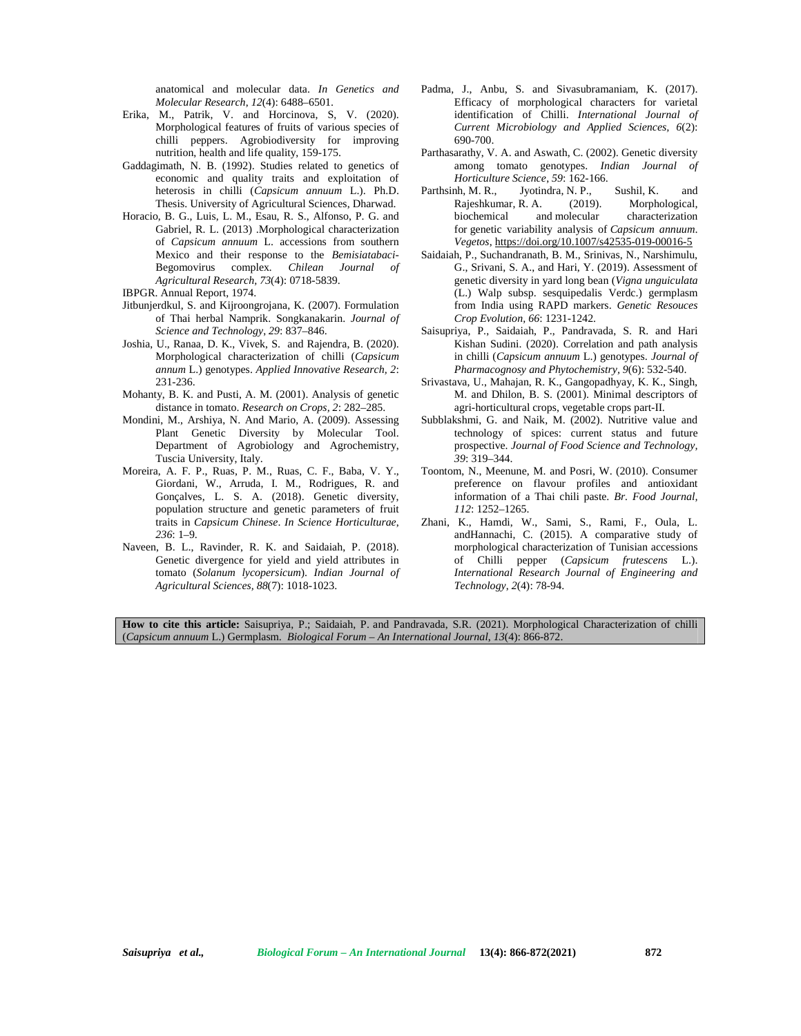anatomical and molecular data. *In Genetics and Molecular Research, 12*(4): 6488–6501.

Erika, M., Patrik, V. and Horcinova, S, V. (2020). Morphological features of fruits of various species of chilli peppers. Agrobiodiversity for improving nutrition, health and life quality, 159-175.

Gaddagimath, N. B. (1992). Studies related to genetics of economic and quality traits and exploitation of heterosis in chilli (*Capsicum annuum* L.). Ph.D. Thesis. University of Agricultural Sciences, Dharwad.

Horacio, B. G., Luis, L. M., Esau, R. S., Alfonso, P. G. and Gabriel, R. L. (2013) .Morphological characterization of *Capsicum annuum* L. accessions from southern Mexico and their response to the *Bemisiatabaci*-Begomovirus complex. *Chilean Journal of Agricultural Research, 73*(4): 0718-5839.

IBPGR. Annual Report, 1974.

Jitbunjerdkul, S. and Kijroongrojana, K. (2007). Formulation of Thai herbal Namprik. Songkanakarin. *Journal of Science and Technology, 29*: 837–846.

Joshia, U., Ranaa, D. K., Vivek, S. and Rajendra, B. (2020). Morphological characterization of chilli (*Capsicum annum* L.) genotypes. *Applied Innovative Research, 2*: 231-236.

Mohanty, B. K. and Pusti, A. M. (2001). Analysis of genetic distance in tomato. *Research on Crops, 2*: 282–285.

Mondini, M., Arshiya, N. And Mario, A. (2009). Assessing Plant Genetic Diversity by Molecular Tool. Department of Agrobiology and Agrochemistry, Tuscia University, Italy.

Moreira, A. F. P., Ruas, P. M., Ruas, C. F., Baba, V. Y., Giordani, W., Arruda, I. M., Rodrigues, R. and Gonçalves, L. S. A. (2018). Genetic diversity, population structure and genetic parameters of fruit traits in *Capsicum Chinese*. *In Science Horticulturae, 236*: 1–9.

Naveen, B. L., Ravinder, R. K. and Saidaiah, P. (2018). Genetic divergence for yield and yield attributes in tomato (*Solanum lycopersicum*). *Indian Journal of Agricultural Sciences, 88*(7): 1018-1023.

Padma, J., Anbu, S. and Sivasubramaniam, K. (2017). Efficacy of morphological characters for varietal identification of Chilli. *International Journal of Current Microbiology and Applied Sciences, 6*(2): 690-700.

Parthasarathy, V. A. and Aswath, C. (2002). Genetic diversity among tomato genotypes. *Indian Journal of Horticulture Science, 59*: 162-166.

Parthsinh, M. R., Jyotindra, N. P., Sushil, K. and Rajeshkumar, R. A. (2019). Morphological, biochemical and molecular characterization for genetic variability analysis of *Capsicum annuum*. *Vegetos*, https://doi.org/10.1007/s42535-019-00016-5

Saidaiah, P., Suchandranath, B. M., Srinivas, N., Narshimulu, G., Srivani, S. A., and Hari, Y. (2019). Assessment of genetic diversity in yard long bean (*Vigna unguiculata* (L.) Walp subsp. sesquipedalis Verdc.) germplasm from India using RAPD markers. *Genetic Resouces Crop Evolution, 66*: 1231-1242.

Saisupriya, P., Saidaiah, P., Pandravada, S. R. and Hari Kishan Sudini. (2020). Correlation and path analysis in chilli (*Capsicum annuum* L.) genotypes. *Journal of Pharmacognosy and Phytochemistry, 9*(6): 532-540.

Srivastava, U., Mahajan, R. K., Gangopadhyay, K. K., Singh, M. and Dhilon, B. S. (2001). Minimal descriptors of agri-horticultural crops, vegetable crops part-II.

Subblakshmi, G. and Naik, M. (2002). Nutritive value and technology of spices: current status and future prospective. *Journal of Food Science and Technology, 39*: 319–344.

Toontom, N., Meenune, M. and Posri, W. (2010). Consumer preference on flavour profiles and antioxidant information of a Thai chili paste. *Br. Food Journal, 112*: 1252–1265.

Zhani, K., Hamdi, W., Sami, S., Rami, F., Oula, L. andHannachi, C. (2015). A comparative study of morphological characterization of Tunisian accessions of Chilli pepper (*Capsicum frutescens* L.). *International Research Journal of Engineering and Technology, 2*(4): 78-94.

**How to cite this article:** Saisupriya, P.; Saidaiah, P. and Pandravada, S.R. (2021). Morphological Characterization of chilli (*Capsicum annuum* L.) Germplasm. *Biological Forum – An International Journal, 13*(4): 866-872.